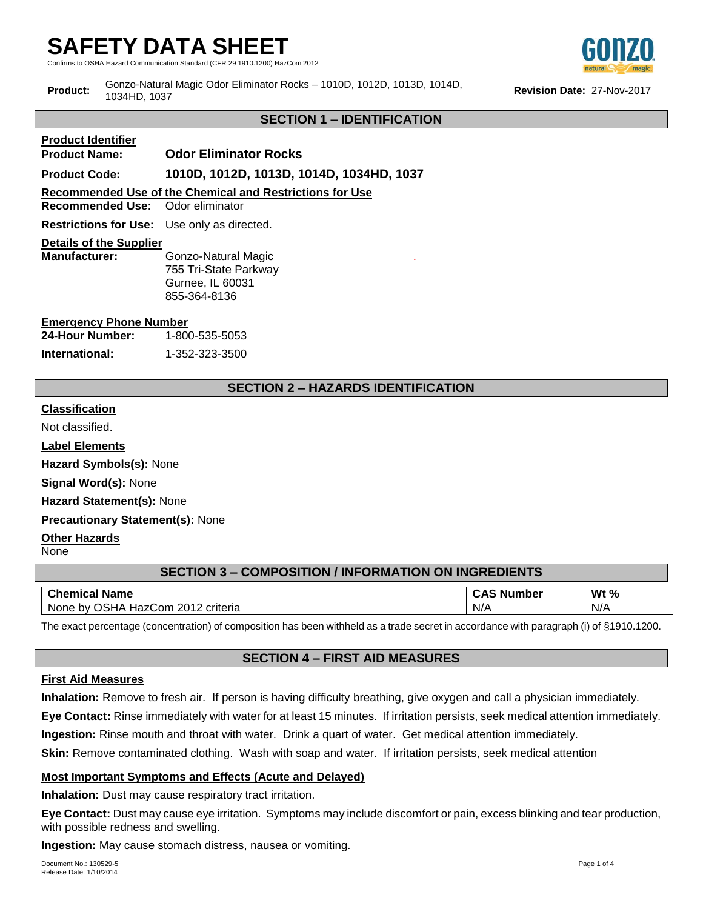# SAFETY DATA SHEET

Confirms to OSHA Hazard Communication Standard (CFR 29 1910.1200) HazCom 2012

**Product:** Gonzo-Natural Magic Odor Eliminator Rocks – 1010D, 1012D, 1013D, 1014D, 1034HD, 1037

**Revision Date:** 27-Nov-2017

## SECTION 1 – IDENTIFICATION

**Product Identifier**

**Product Name:** **Odor Eliminator Rocks**

**Product Code:** **1010D, 1012D, 1013D, 1014D, 1034HD, 1037**

**Recommended Use of the Chemical and Restrictions for Use**

**Recommended Use:** Odor eliminator

**Restrictions for Use:** Use only as directed.

**Details of the Supplier**

**Manufacturer:** Gonzo-Natural Magic
755 Tri-State Parkway
Gurnee, IL 60031
855-364-8136

**Emergency Phone Number**

**24-Hour Number:** 1-800-535-5053

**International:** 1-352-323-3500

## SECTION 2 – HAZARDS IDENTIFICATION

**Classification**

Not classified.

**Label Elements**

**Hazard Symbols(s):** None

**Signal Word(s):** None

**Hazard Statement(s):** None

**Precautionary Statement(s):** None

**Other Hazards**

None

## SECTION 3 – COMPOSITION / INFORMATION ON INGREDIENTS

| Chemical Name | CAS Number | Wt % |
|---|---|---|
| None by OSHA HazCom 2012 criteria | N/A | N/A |

The exact percentage (concentration) of composition has been withheld as a trade secret in accordance with paragraph (i) of §1910.1200.

## SECTION 4 – FIRST AID MEASURES

**First Aid Measures**

**Inhalation:** Remove to fresh air. If person is having difficulty breathing, give oxygen and call a physician immediately.

**Eye Contact:** Rinse immediately with water for at least 15 minutes. If irritation persists, seek medical attention immediately.

**Ingestion:** Rinse mouth and throat with water. Drink a quart of water. Get medical attention immediately.

**Skin:** Remove contaminated clothing. Wash with soap and water. If irritation persists, seek medical attention

**Most Important Symptoms and Effects (Acute and Delayed)**

**Inhalation:** Dust may cause respiratory tract irritation.

**Eye Contact:** Dust may cause eye irritation. Symptoms may include discomfort or pain, excess blinking and tear production, with possible redness and swelling.

**Ingestion:** May cause stomach distress, nausea or vomiting.

Document No.: 130529-5
Release Date: 1/10/2014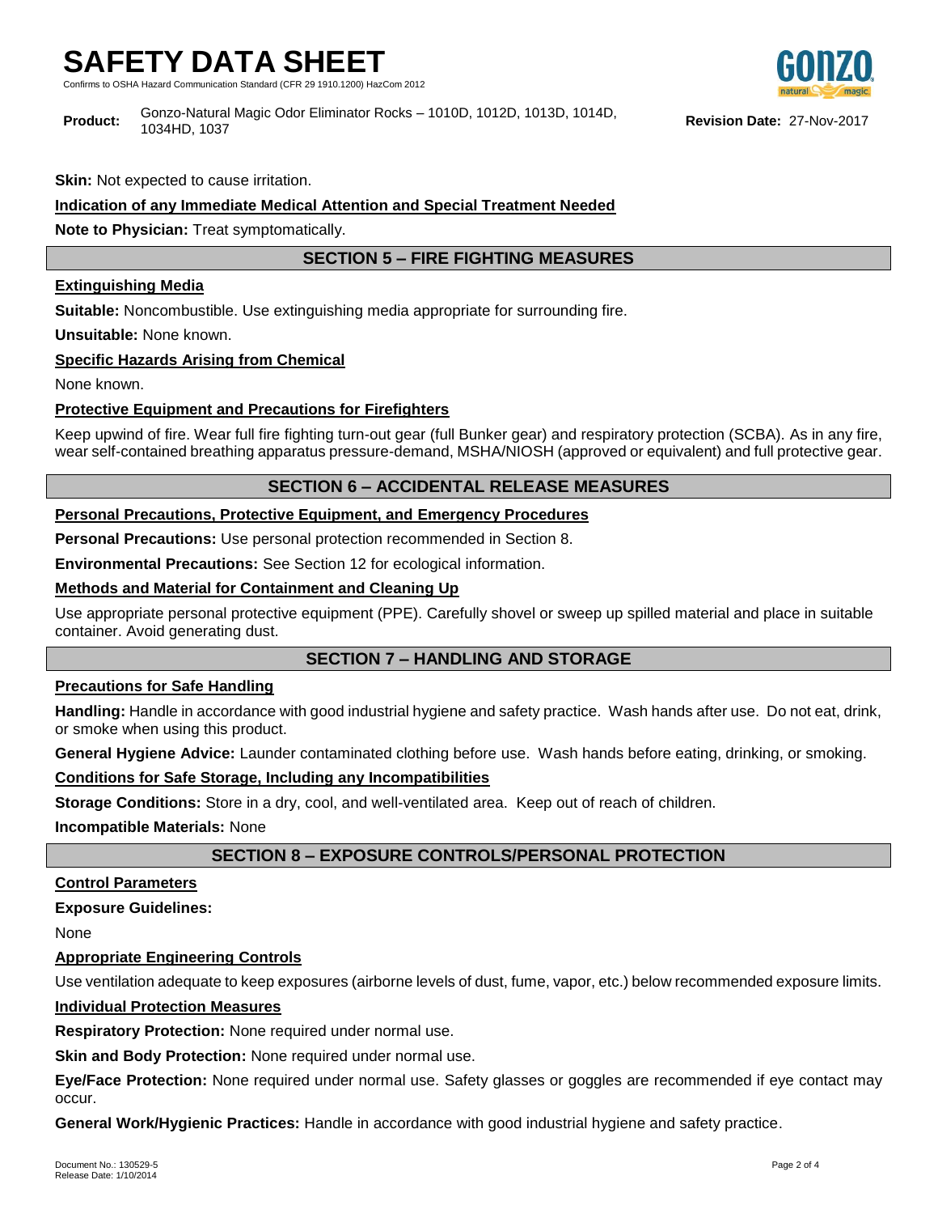**Skin:** Not expected to cause irritation.

**Indication of any Immediate Medical Attention and Special Treatment Needed**

**Note to Physician:** Treat symptomatically.

## SECTION 5 – FIRE FIGHTING MEASURES

**Extinguishing Media**

**Suitable:** Noncombustible. Use extinguishing media appropriate for surrounding fire.

**Unsuitable:** None known.

**Specific Hazards Arising from Chemical**

None known.

**Protective Equipment and Precautions for Firefighters**

Keep upwind of fire. Wear full fire fighting turn-out gear (full Bunker gear) and respiratory protection (SCBA). As in any fire, wear self-contained breathing apparatus pressure-demand, MSHA/NIOSH (approved or equivalent) and full protective gear.

## SECTION 6 – ACCIDENTAL RELEASE MEASURES

**Personal Precautions, Protective Equipment, and Emergency Procedures**

**Personal Precautions:** Use personal protection recommended in Section 8.

**Environmental Precautions:** See Section 12 for ecological information.

**Methods and Material for Containment and Cleaning Up**

Use appropriate personal protective equipment (PPE). Carefully shovel or sweep up spilled material and place in suitable container. Avoid generating dust.

## SECTION 7 – HANDLING AND STORAGE

**Precautions for Safe Handling**

**Handling:** Handle in accordance with good industrial hygiene and safety practice. Wash hands after use. Do not eat, drink, or smoke when using this product.

**General Hygiene Advice:** Launder contaminated clothing before use. Wash hands before eating, drinking, or smoking.

**Conditions for Safe Storage, Including any Incompatibilities**

**Storage Conditions:** Store in a dry, cool, and well-ventilated area. Keep out of reach of children.

**Incompatible Materials:** None

## SECTION 8 – EXPOSURE CONTROLS/PERSONAL PROTECTION

**Control Parameters**

**Exposure Guidelines:**

None

**Appropriate Engineering Controls**

Use ventilation adequate to keep exposures (airborne levels of dust, fume, vapor, etc.) below recommended exposure limits.

**Individual Protection Measures**

**Respiratory Protection:** None required under normal use.

**Skin and Body Protection:** None required under normal use.

**Eye/Face Protection:** None required under normal use. Safety glasses or goggles are recommended if eye contact may occur.

**General Work/Hygienic Practices:** Handle in accordance with good industrial hygiene and safety practice.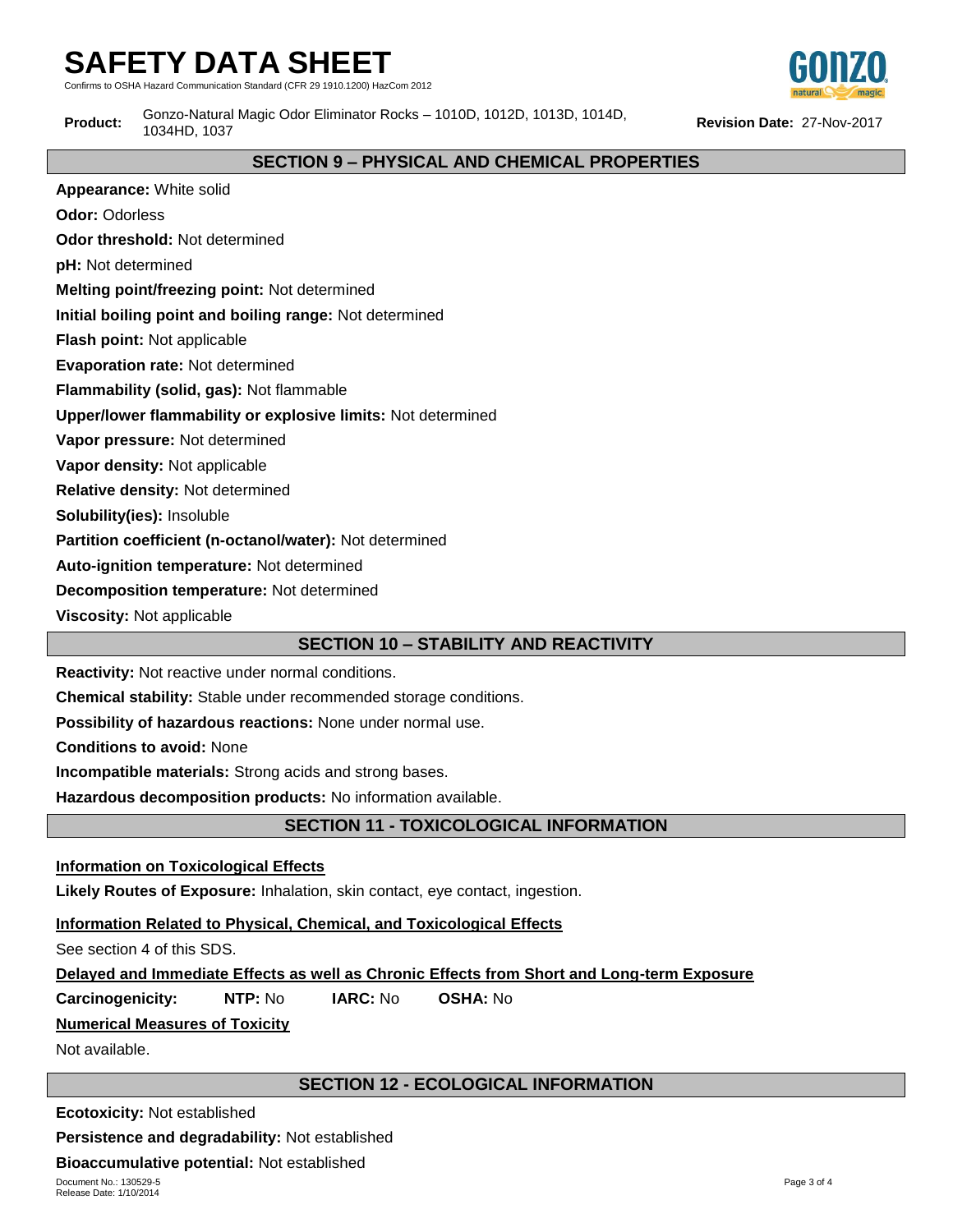## SECTION 9 – PHYSICAL AND CHEMICAL PROPERTIES

**Appearance:** White solid

**Odor:** Odorless

**Odor threshold:** Not determined

**pH:** Not determined

**Melting point/freezing point:** Not determined

**Initial boiling point and boiling range:** Not determined

**Flash point:** Not applicable

**Evaporation rate:** Not determined

**Flammability (solid, gas):** Not flammable

**Upper/lower flammability or explosive limits:** Not determined

**Vapor pressure:** Not determined

**Vapor density:** Not applicable

**Relative density:** Not determined

**Solubility(ies):** Insoluble

**Partition coefficient (n-octanol/water):** Not determined

**Auto-ignition temperature:** Not determined

**Decomposition temperature:** Not determined

**Viscosity:** Not applicable

## SECTION 10 – STABILITY AND REACTIVITY

**Reactivity:** Not reactive under normal conditions.

**Chemical stability:** Stable under recommended storage conditions.

**Possibility of hazardous reactions:** None under normal use.

**Conditions to avoid:** None

**Incompatible materials:** Strong acids and strong bases.

**Hazardous decomposition products:** No information available.

## SECTION 11 - TOXICOLOGICAL INFORMATION

**Information on Toxicological Effects**

**Likely Routes of Exposure:** Inhalation, skin contact, eye contact, ingestion.

**Information Related to Physical, Chemical, and Toxicological Effects**

See section 4 of this SDS.

**Delayed and Immediate Effects as well as Chronic Effects from Short and Long-term Exposure**

**Carcinogenicity:** **NTP:** No **IARC:** No **OSHA:** No

**Numerical Measures of Toxicity**

Not available.

## SECTION 12 - ECOLOGICAL INFORMATION

**Ecotoxicity:** Not established

**Persistence and degradability:** Not established

**Bioaccumulative potential:** Not established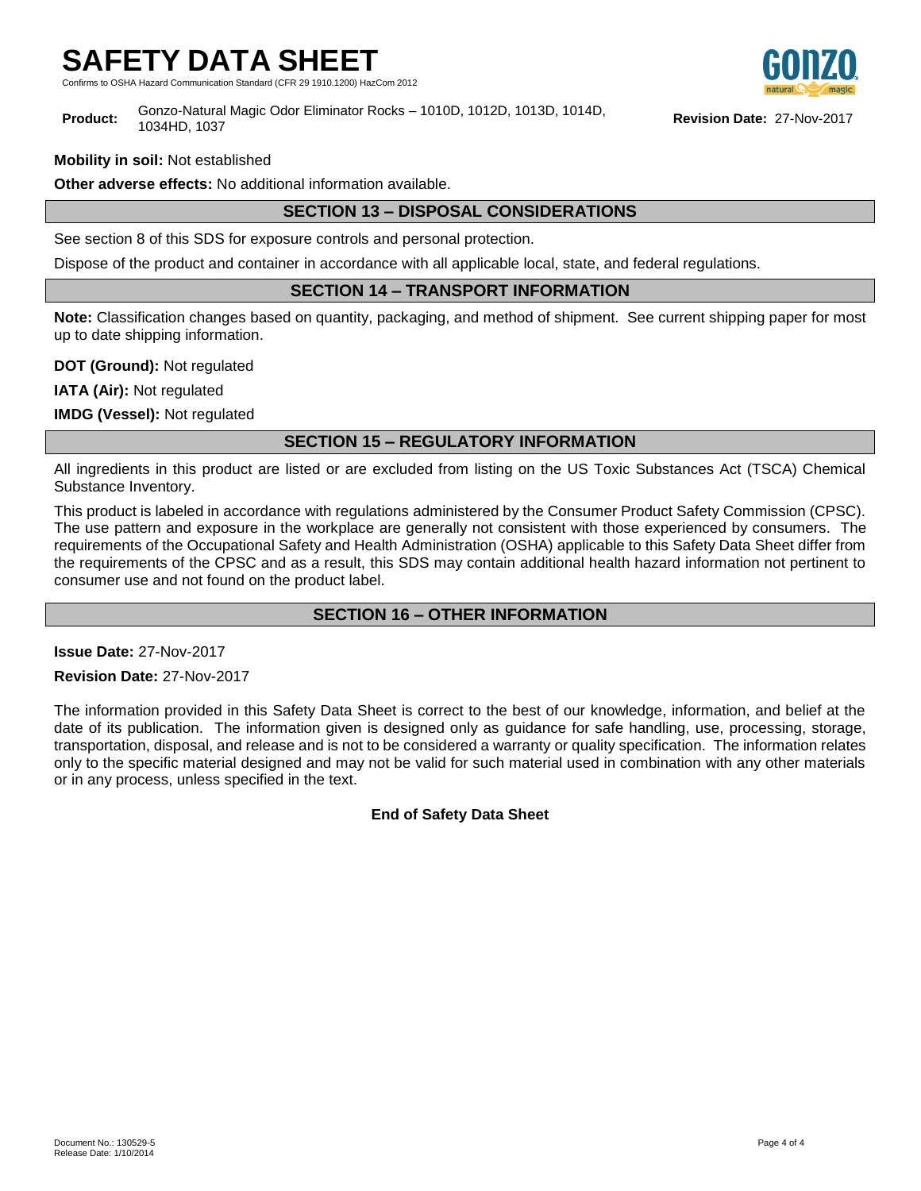**Mobility in soil:** Not established

**Other adverse effects:** No additional information available.

## SECTION 13 – DISPOSAL CONSIDERATIONS

See section 8 of this SDS for exposure controls and personal protection.

Dispose of the product and container in accordance with all applicable local, state, and federal regulations.

## SECTION 14 – TRANSPORT INFORMATION

**Note:** Classification changes based on quantity, packaging, and method of shipment. See current shipping paper for most up to date shipping information.

**DOT (Ground):** Not regulated

**IATA (Air):** Not regulated

**IMDG (Vessel):** Not regulated

## SECTION 15 – REGULATORY INFORMATION

All ingredients in this product are listed or are excluded from listing on the US Toxic Substances Act (TSCA) Chemical Substance Inventory.

This product is labeled in accordance with regulations administered by the Consumer Product Safety Commission (CPSC). The use pattern and exposure in the workplace are generally not consistent with those experienced by consumers. The requirements of the Occupational Safety and Health Administration (OSHA) applicable to this Safety Data Sheet differ from the requirements of the CPSC and as a result, this SDS may contain additional health hazard information not pertinent to consumer use and not found on the product label.

## SECTION 16 – OTHER INFORMATION

**Issue Date:** 27-Nov-2017

**Revision Date:** 27-Nov-2017

The information provided in this Safety Data Sheet is correct to the best of our knowledge, information, and belief at the date of its publication. The information given is designed only as guidance for safe handling, use, processing, storage, transportation, disposal, and release and is not to be considered a warranty or quality specification. The information relates only to the specific material designed and may not be valid for such material used in combination with any other materials or in any process, unless specified in the text.

**End of Safety Data Sheet**